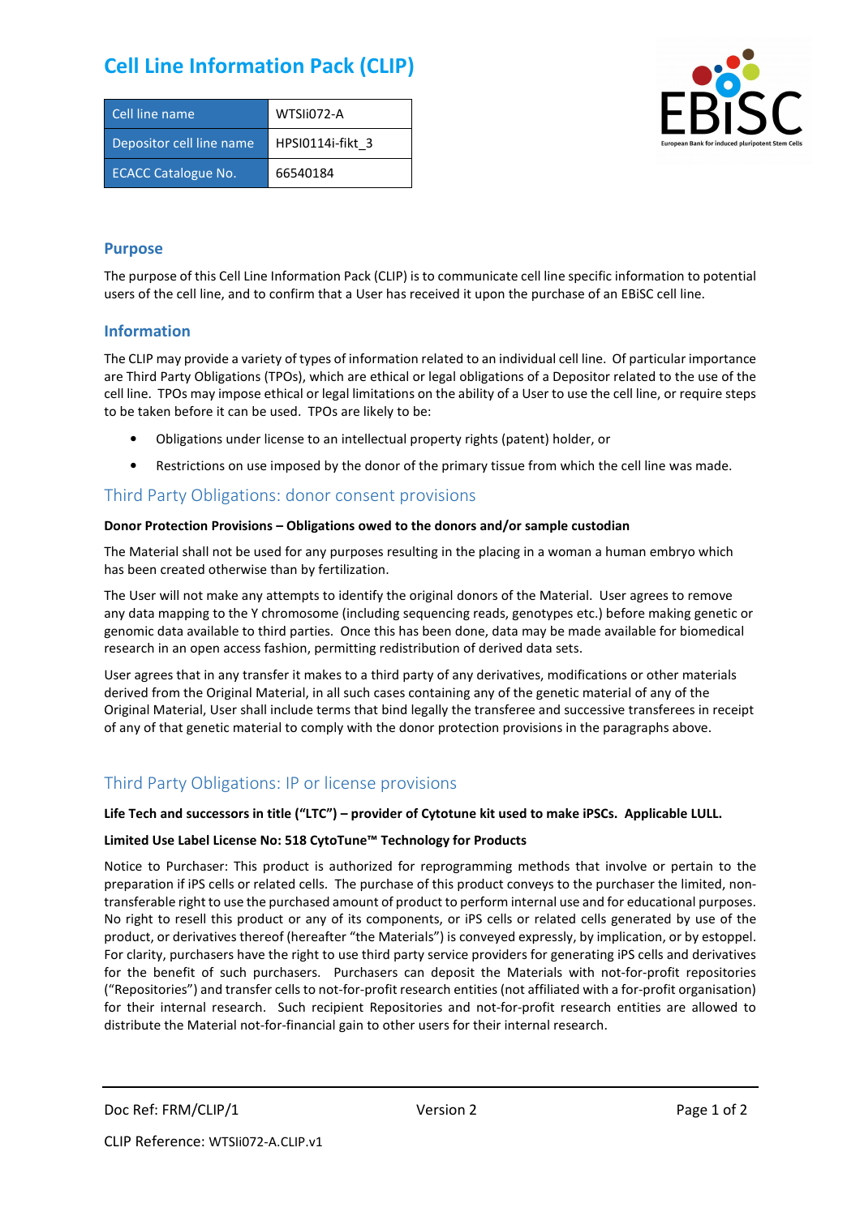# Cell Line Information Pack (CLIP)

| Cell line name | WTSIi072-A |
| --- | --- |
| Depositor cell line name | HPSI0114i-fikt_3 |
| ECACC Catalogue No. | 66540184 |

## Purpose

The purpose of this Cell Line Information Pack (CLIP) is to communicate cell line specific information to potential users of the cell line, and to confirm that a User has received it upon the purchase of an EBiSC cell line.

## Information

The CLIP may provide a variety of types of information related to an individual cell line. Of particular importance are Third Party Obligations (TPOs), which are ethical or legal obligations of a Depositor related to the use of the cell line. TPOs may impose ethical or legal limitations on the ability of a User to use the cell line, or require steps to be taken before it can be used. TPOs are likely to be:

- Obligations under license to an intellectual property rights (patent) holder, or
- Restrictions on use imposed by the donor of the primary tissue from which the cell line was made.

## Third Party Obligations: donor consent provisions

**Donor Protection Provisions – Obligations owed to the donors and/or sample custodian**

The Material shall not be used for any purposes resulting in the placing in a woman a human embryo which has been created otherwise than by fertilization.

The User will not make any attempts to identify the original donors of the Material. User agrees to remove any data mapping to the Y chromosome (including sequencing reads, genotypes etc.) before making genetic or genomic data available to third parties. Once this has been done, data may be made available for biomedical research in an open access fashion, permitting redistribution of derived data sets.

User agrees that in any transfer it makes to a third party of any derivatives, modifications or other materials derived from the Original Material, in all such cases containing any of the genetic material of any of the Original Material, User shall include terms that bind legally the transferee and successive transferees in receipt of any of that genetic material to comply with the donor protection provisions in the paragraphs above.

## Third Party Obligations: IP or license provisions

**Life Tech and successors in title ("LTC") – provider of Cytotune kit used to make iPSCs. Applicable LULL.**

**Limited Use Label License No: 518 CytoTune™ Technology for Products**

Notice to Purchaser: This product is authorized for reprogramming methods that involve or pertain to the preparation if iPS cells or related cells. The purchase of this product conveys to the purchaser the limited, non-transferable right to use the purchased amount of product to perform internal use and for educational purposes. No right to resell this product or any of its components, or iPS cells or related cells generated by use of the product, or derivatives thereof (hereafter "the Materials") is conveyed expressly, by implication, or by estoppel. For clarity, purchasers have the right to use third party service providers for generating iPS cells and derivatives for the benefit of such purchasers. Purchasers can deposit the Materials with not-for-profit repositories ("Repositories") and transfer cells to not-for-profit research entities (not affiliated with a for-profit organisation) for their internal research. Such recipient Repositories and not-for-profit research entities are allowed to distribute the Material not-for-financial gain to other users for their internal research.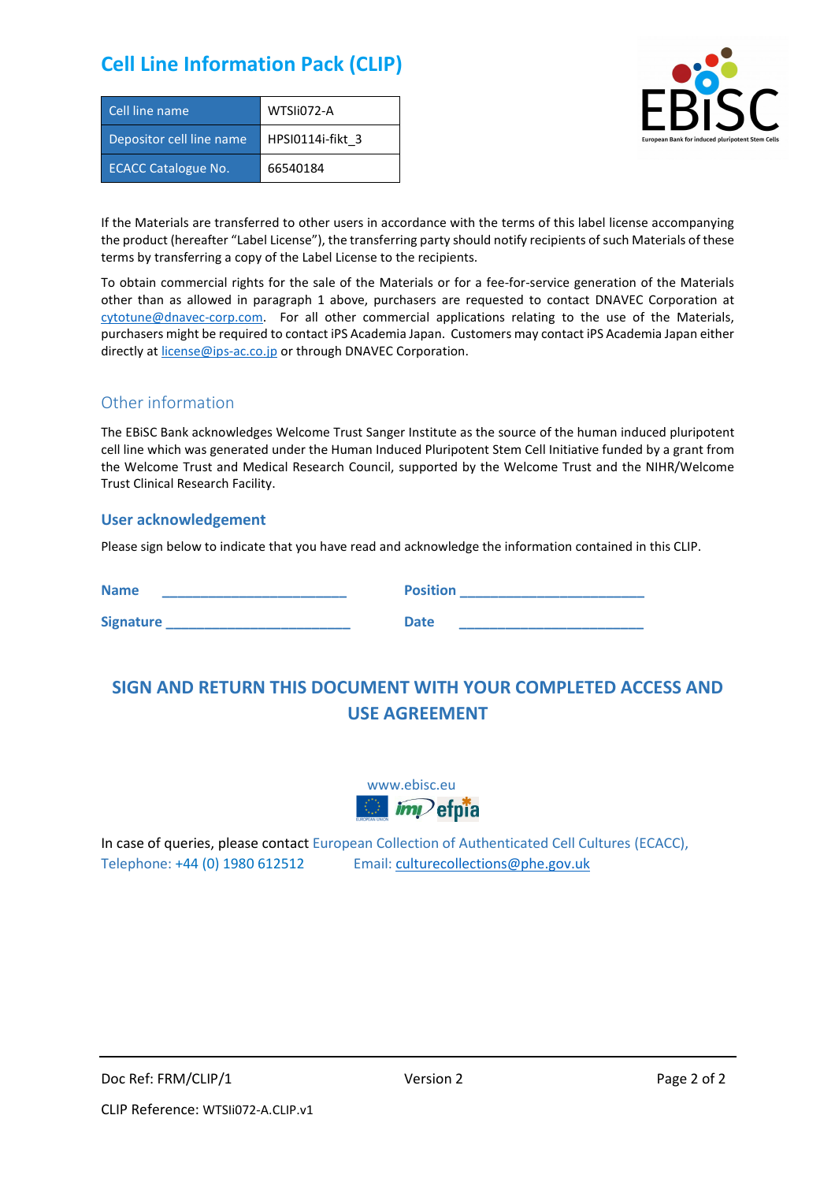# Cell Line Information Pack (CLIP)

| | |
|---|---|
| Cell line name | WTSIi072-A |
| Depositor cell line name | HPSI0114i-fikt_3 |
| ECACC Catalogue No. | 66540184 |

If the Materials are transferred to other users in accordance with the terms of this label license accompanying the product (hereafter "Label License"), the transferring party should notify recipients of such Materials of these terms by transferring a copy of the Label License to the recipients.

To obtain commercial rights for the sale of the Materials or for a fee-for-service generation of the Materials other than as allowed in paragraph 1 above, purchasers are requested to contact DNAVEC Corporation at cytotune@dnavec-corp.com. For all other commercial applications relating to the use of the Materials, purchasers might be required to contact iPS Academia Japan. Customers may contact iPS Academia Japan either directly at license@ips-ac.co.jp or through DNAVEC Corporation.

## Other information

The EBiSC Bank acknowledges Welcome Trust Sanger Institute as the source of the human induced pluripotent cell line which was generated under the Human Induced Pluripotent Stem Cell Initiative funded by a grant from the Welcome Trust and Medical Research Council, supported by the Welcome Trust and the NIHR/Welcome Trust Clinical Research Facility.

### User acknowledgement

Please sign below to indicate that you have read and acknowledge the information contained in this CLIP.

**Name** ________________________ **Position** ________________________

**Signature** ________________________ **Date** ________________________

## SIGN AND RETURN THIS DOCUMENT WITH YOUR COMPLETED ACCESS AND USE AGREEMENT

www.ebisc.eu

In case of queries, please contact European Collection of Authenticated Cell Cultures (ECACC), Telephone: +44 (0) 1980 612512 Email: culturecollections@phe.gov.uk

Doc Ref: FRM/CLIP/1 Version 2

CLIP Reference: WTSIi072-A.CLIP.v1